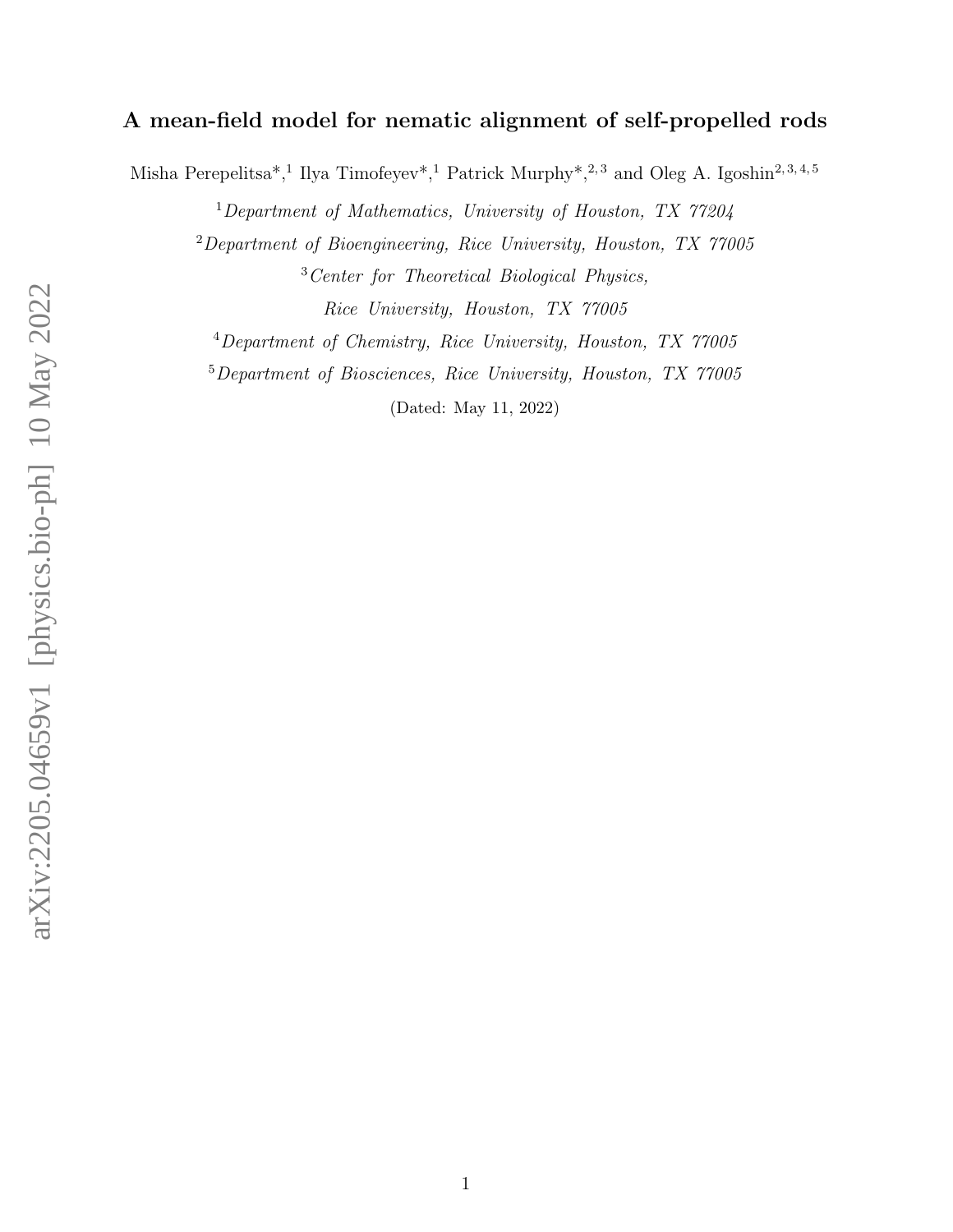# A mean-field model for nematic alignment of self-propelled rods

Misha Perepelitsa*,[1] Ilya Timofeyev*,[1] Patrick Murphy*,[2,3] and Oleg A. Igoshin[2,3,4,5]

[1] *Department of Mathematics, University of Houston, TX 77204*

[2] *Department of Bioengineering, Rice University, Houston, TX 77005*

[3] *Center for Theoretical Biological Physics, Rice University, Houston, TX 77005*

[4] *Department of Chemistry, Rice University, Houston, TX 77005*

[5] *Department of Biosciences, Rice University, Houston, TX 77005*

(Dated: May 11, 2022)

arXiv:2205.04659v1 [physics.bio-ph] 10 May 2022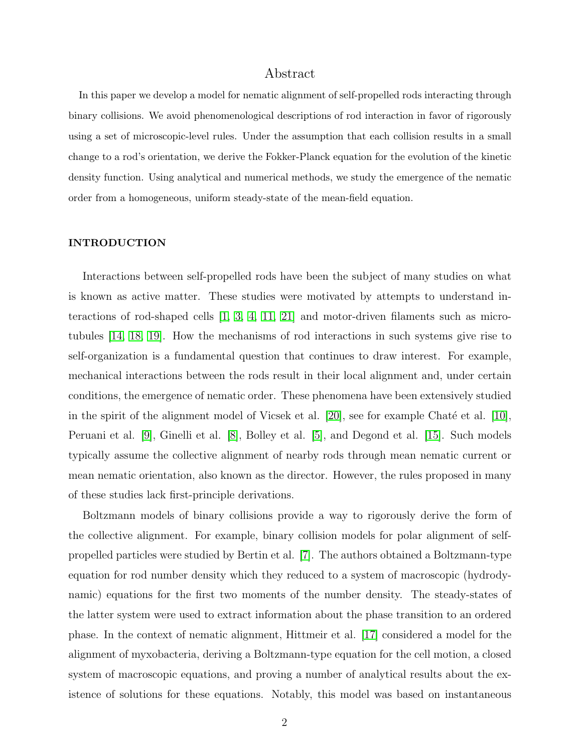## Abstract

In this paper we develop a model for nematic alignment of self-propelled rods interacting through binary collisions. We avoid phenomenological descriptions of rod interaction in favor of rigorously using a set of microscopic-level rules. Under the assumption that each collision results in a small change to a rod's orientation, we derive the Fokker-Planck equation for the evolution of the kinetic density function. Using analytical and numerical methods, we study the emergence of the nematic order from a homogeneous, uniform steady-state of the mean-field equation.

### INTRODUCTION

Interactions between self-propelled rods have been the subject of many studies on what is known as active matter. These studies were motivated by attempts to understand interactions of rod-shaped cells [1, 3, 4, 11, 21] and motor-driven filaments such as microtubules [14, 18, 19]. How the mechanisms of rod interactions in such systems give rise to self-organization is a fundamental question that continues to draw interest. For example, mechanical interactions between the rods result in their local alignment and, under certain conditions, the emergence of nematic order. These phenomena have been extensively studied in the spirit of the alignment model of Vicsek et al. [20], see for example Chaté et al. [10], Peruani et al. [9], Ginelli et al. [8], Bolley et al. [5], and Degond et al. [15]. Such models typically assume the collective alignment of nearby rods through mean nematic current or mean nematic orientation, also known as the director. However, the rules proposed in many of these studies lack first-principle derivations.

Boltzmann models of binary collisions provide a way to rigorously derive the form of the collective alignment. For example, binary collision models for polar alignment of self-propelled particles were studied by Bertin et al. [7]. The authors obtained a Boltzmann-type equation for rod number density which they reduced to a system of macroscopic (hydrodynamic) equations for the first two moments of the number density. The steady-states of the latter system were used to extract information about the phase transition to an ordered phase. In the context of nematic alignment, Hittmeir et al. [17] considered a model for the alignment of myxobacteria, deriving a Boltzmann-type equation for the cell motion, a closed system of macroscopic equations, and proving a number of analytical results about the existence of solutions for these equations. Notably, this model was based on instantaneous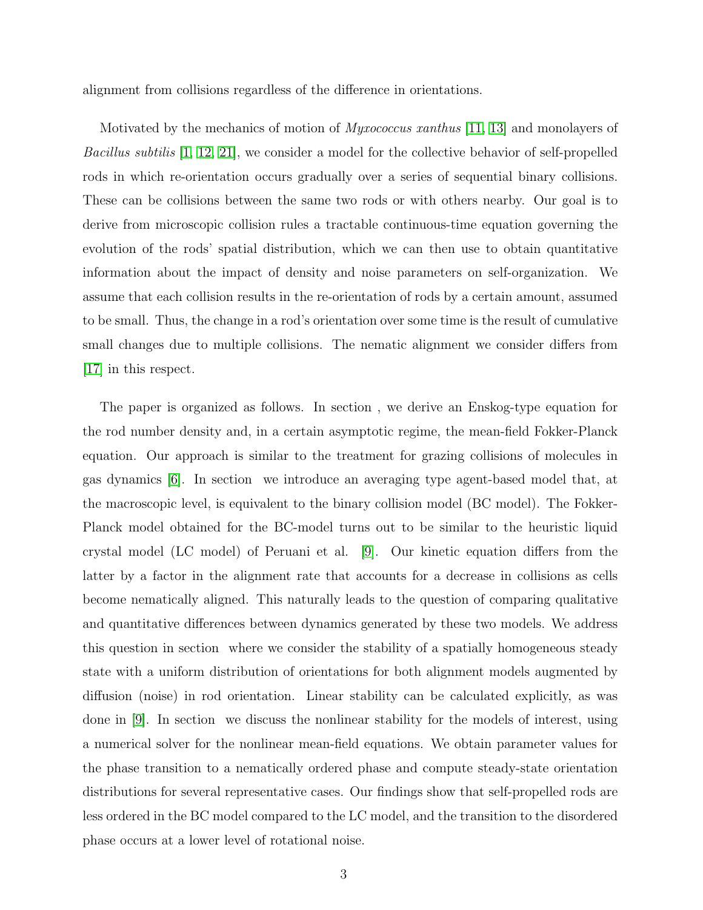alignment from collisions regardless of the difference in orientations.

Motivated by the mechanics of motion of *Myxococcus xanthus* [11, 13] and monolayers of *Bacillus subtilis* [1, 12, 21], we consider a model for the collective behavior of self-propelled rods in which re-orientation occurs gradually over a series of sequential binary collisions. These can be collisions between the same two rods or with others nearby. Our goal is to derive from microscopic collision rules a tractable continuous-time equation governing the evolution of the rods' spatial distribution, which we can then use to obtain quantitative information about the impact of density and noise parameters on self-organization. We assume that each collision results in the re-orientation of rods by a certain amount, assumed to be small. Thus, the change in a rod's orientation over some time is the result of cumulative small changes due to multiple collisions. The nematic alignment we consider differs from [17] in this respect.

The paper is organized as follows. In section , we derive an Enskog-type equation for the rod number density and, in a certain asymptotic regime, the mean-field Fokker-Planck equation. Our approach is similar to the treatment for grazing collisions of molecules in gas dynamics [6]. In section  we introduce an averaging type agent-based model that, at the macroscopic level, is equivalent to the binary collision model (BC model). The Fokker-Planck model obtained for the BC-model turns out to be similar to the heuristic liquid crystal model (LC model) of Peruani et al. [9]. Our kinetic equation differs from the latter by a factor in the alignment rate that accounts for a decrease in collisions as cells become nematically aligned. This naturally leads to the question of comparing qualitative and quantitative differences between dynamics generated by these two models. We address this question in section  where we consider the stability of a spatially homogeneous steady state with a uniform distribution of orientations for both alignment models augmented by diffusion (noise) in rod orientation. Linear stability can be calculated explicitly, as was done in [9]. In section  we discuss the nonlinear stability for the models of interest, using a numerical solver for the nonlinear mean-field equations. We obtain parameter values for the phase transition to a nematically ordered phase and compute steady-state orientation distributions for several representative cases. Our findings show that self-propelled rods are less ordered in the BC model compared to the LC model, and the transition to the disordered phase occurs at a lower level of rotational noise.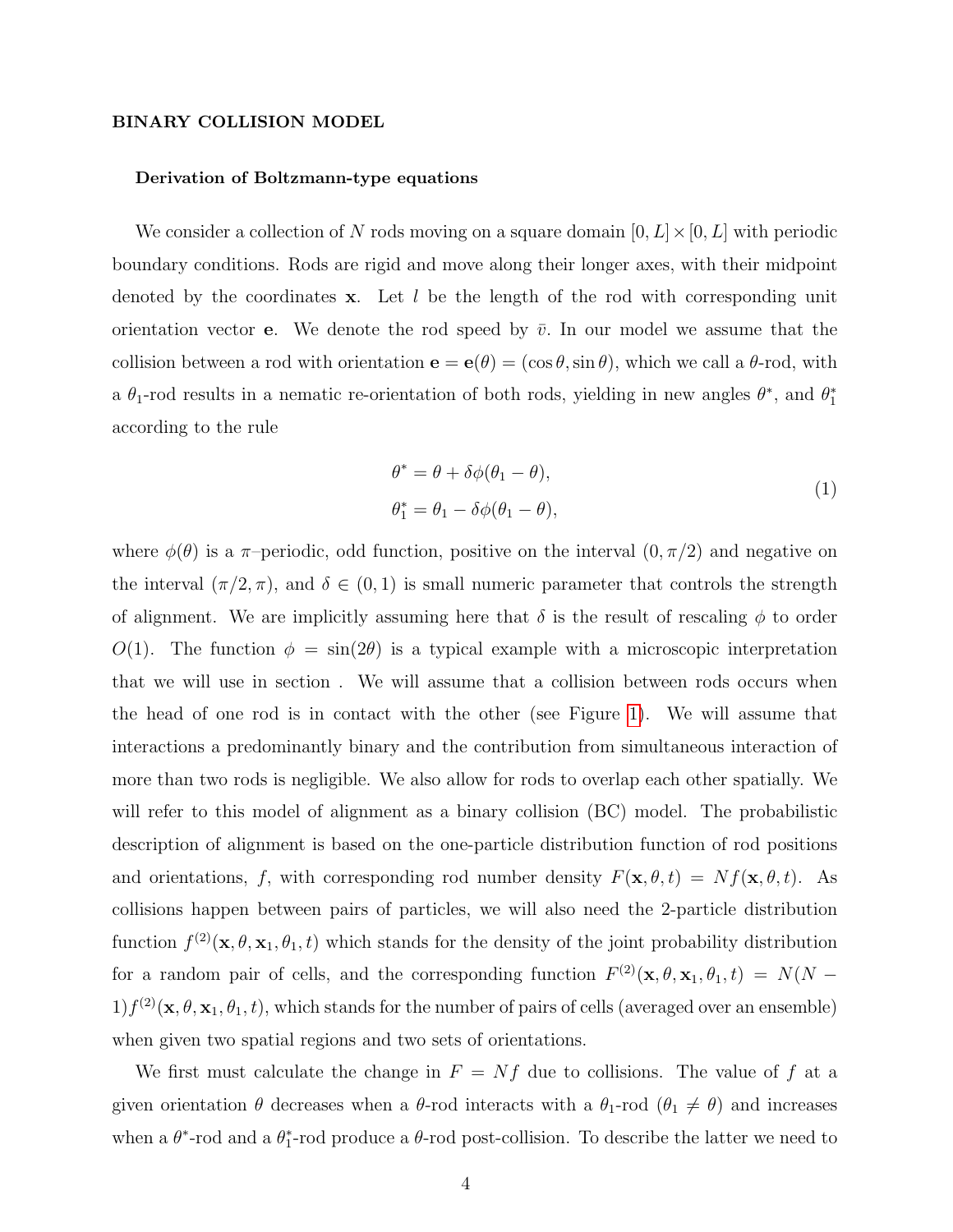## BINARY COLLISION MODEL

### Derivation of Boltzmann-type equations

We consider a collection of $N$ rods moving on a square domain $[0, L] \times [0, L]$ with periodic boundary conditions. Rods are rigid and move along their longer axes, with their midpoint denoted by the coordinates $\mathbf{x}$. Let $l$ be the length of the rod with corresponding unit orientation vector $\mathbf{e}$. We denote the rod speed by $\bar{v}$. In our model we assume that the collision between a rod with orientation $\mathbf{e} = \mathbf{e}(\theta) = (\cos\theta, \sin\theta)$, which we call a $\theta$-rod, with a $\theta_1$-rod results in a nematic re-orientation of both rods, yielding in new angles $\theta^*$, and $\theta_1^*$ according to the rule

$$
\begin{aligned}
\theta^* &= \theta + \delta\phi(\theta_1 - \theta), \\
\theta_1^* &= \theta_1 - \delta\phi(\theta_1 - \theta),
\end{aligned}
\tag{1}
$$

where $\phi(\theta)$ is a $\pi$–periodic, odd function, positive on the interval $(0, \pi/2)$ and negative on the interval $(\pi/2, \pi)$, and $\delta \in (0, 1)$ is small numeric parameter that controls the strength of alignment. We are implicitly assuming here that $\delta$ is the result of rescaling $\phi$ to order $O(1)$. The function $\phi = \sin(2\theta)$ is a typical example with a microscopic interpretation that we will use in section . We will assume that a collision between rods occurs when the head of one rod is in contact with the other (see Figure 1). We will assume that interactions a predominantly binary and the contribution from simultaneous interaction of more than two rods is negligible. We also allow for rods to overlap each other spatially. We will refer to this model of alignment as a binary collision (BC) model. The probabilistic description of alignment is based on the one-particle distribution function of rod positions and orientations, $f$, with corresponding rod number density $F(\mathbf{x}, \theta, t) = Nf(\mathbf{x}, \theta, t)$. As collisions happen between pairs of particles, we will also need the 2-particle distribution function $f^{(2)}(\mathbf{x}, \theta, \mathbf{x}_1, \theta_1, t)$ which stands for the density of the joint probability distribution for a random pair of cells, and the corresponding function $F^{(2)}(\mathbf{x}, \theta, \mathbf{x}_1, \theta_1, t) = N(N-1)f^{(2)}(\mathbf{x}, \theta, \mathbf{x}_1, \theta_1, t)$, which stands for the number of pairs of cells (averaged over an ensemble) when given two spatial regions and two sets of orientations.

We first must calculate the change in $F = Nf$ due to collisions. The value of $f$ at a given orientation $\theta$ decreases when a $\theta$-rod interacts with a $\theta_1$-rod ($\theta_1 \neq \theta$) and increases when a $\theta^*$-rod and a $\theta_1^*$-rod produce a $\theta$-rod post-collision. To describe the latter we need to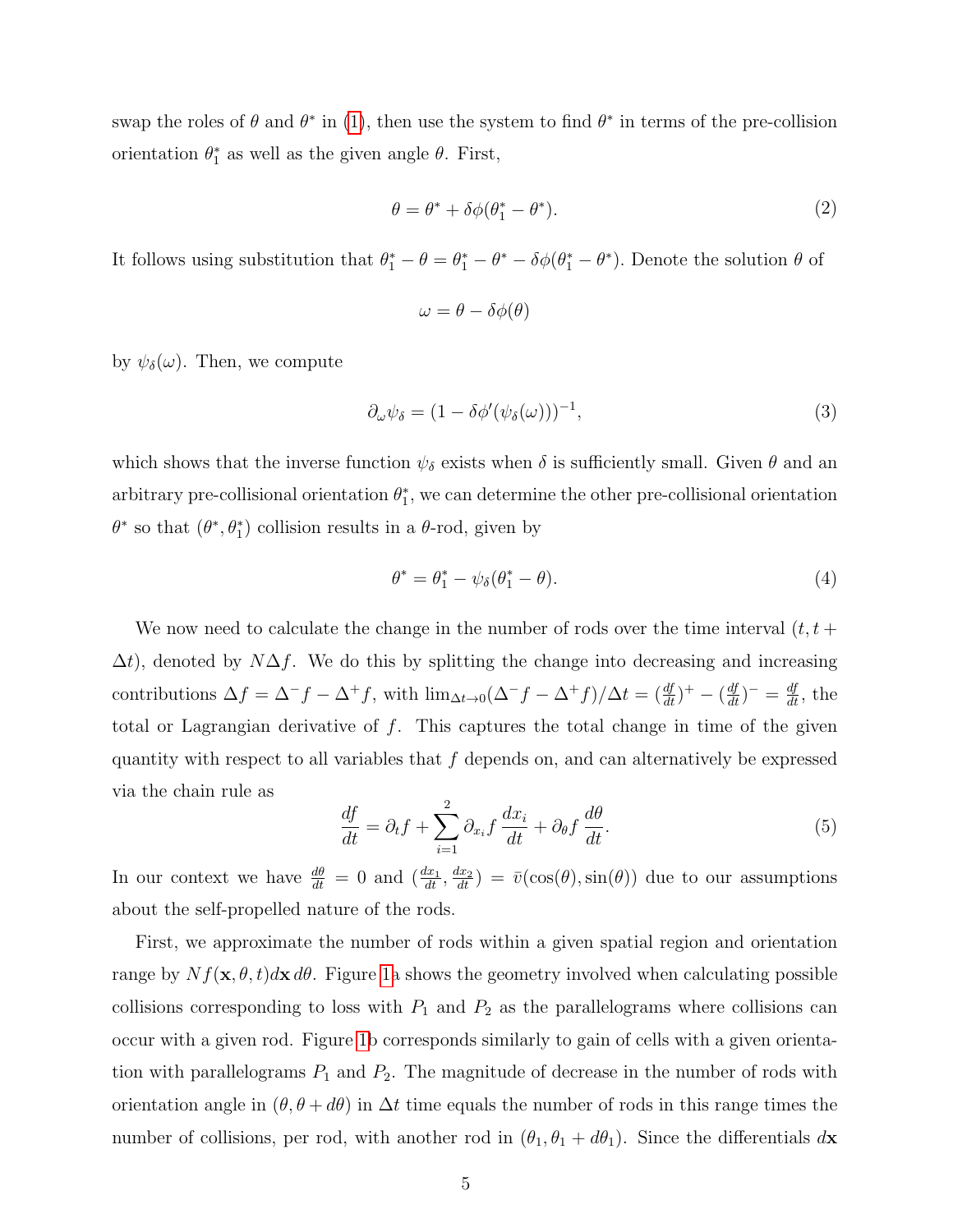swap the roles of $\theta$ and $\theta^*$ in (1), then use the system to find $\theta^*$ in terms of the pre-collision orientation $\theta_1^*$ as well as the given angle $\theta$. First,

$$\theta = \theta^* + \delta\phi(\theta_1^* - \theta^*). \tag{2}$$

It follows using substitution that $\theta_1^* - \theta = \theta_1^* - \theta^* - \delta\phi(\theta_1^* - \theta^*)$. Denote the solution $\theta$ of

$$\omega = \theta - \delta\phi(\theta)$$

by $\psi_\delta(\omega)$. Then, we compute

$$\partial_\omega \psi_\delta = (1 - \delta\phi'(\psi_\delta(\omega)))^{-1}, \tag{3}$$

which shows that the inverse function $\psi_\delta$ exists when $\delta$ is sufficiently small. Given $\theta$ and an arbitrary pre-collisional orientation $\theta_1^*$, we can determine the other pre-collisional orientation $\theta^*$ so that $(\theta^*, \theta_1^*)$ collision results in a $\theta$-rod, given by

$$\theta^* = \theta_1^* - \psi_\delta(\theta_1^* - \theta). \tag{4}$$

We now need to calculate the change in the number of rods over the time interval $(t, t + \Delta t)$, denoted by $N\Delta f$. We do this by splitting the change into decreasing and increasing contributions $\Delta f = \Delta^- f - \Delta^+ f$, with $\lim_{\Delta t \to 0}(\Delta^- f - \Delta^+ f)/\Delta t = (\frac{df}{dt})^+ - (\frac{df}{dt})^- = \frac{df}{dt}$, the total or Lagrangian derivative of $f$. This captures the total change in time of the given quantity with respect to all variables that $f$ depends on, and can alternatively be expressed via the chain rule as

$$\frac{df}{dt} = \partial_t f + \sum_{i=1}^{2} \partial_{x_i} f \, \frac{dx_i}{dt} + \partial_\theta f \, \frac{d\theta}{dt}. \tag{5}$$

In our context we have $\frac{d\theta}{dt} = 0$ and $(\frac{dx_1}{dt}, \frac{dx_2}{dt}) = \bar{v}(\cos(\theta), \sin(\theta))$ due to our assumptions about the self-propelled nature of the rods.

First, we approximate the number of rods within a given spatial region and orientation range by $Nf(\mathbf{x}, \theta, t)d\mathbf{x}\, d\theta$. Figure 1a shows the geometry involved when calculating possible collisions corresponding to loss with $P_1$ and $P_2$ as the parallelograms where collisions can occur with a given rod. Figure 1b corresponds similarly to gain of cells with a given orientation with parallelograms $P_1$ and $P_2$. The magnitude of decrease in the number of rods with orientation angle in $(\theta, \theta + d\theta)$ in $\Delta t$ time equals the number of rods in this range times the number of collisions, per rod, with another rod in $(\theta_1, \theta_1 + d\theta_1)$. Since the differentials $d\mathbf{x}$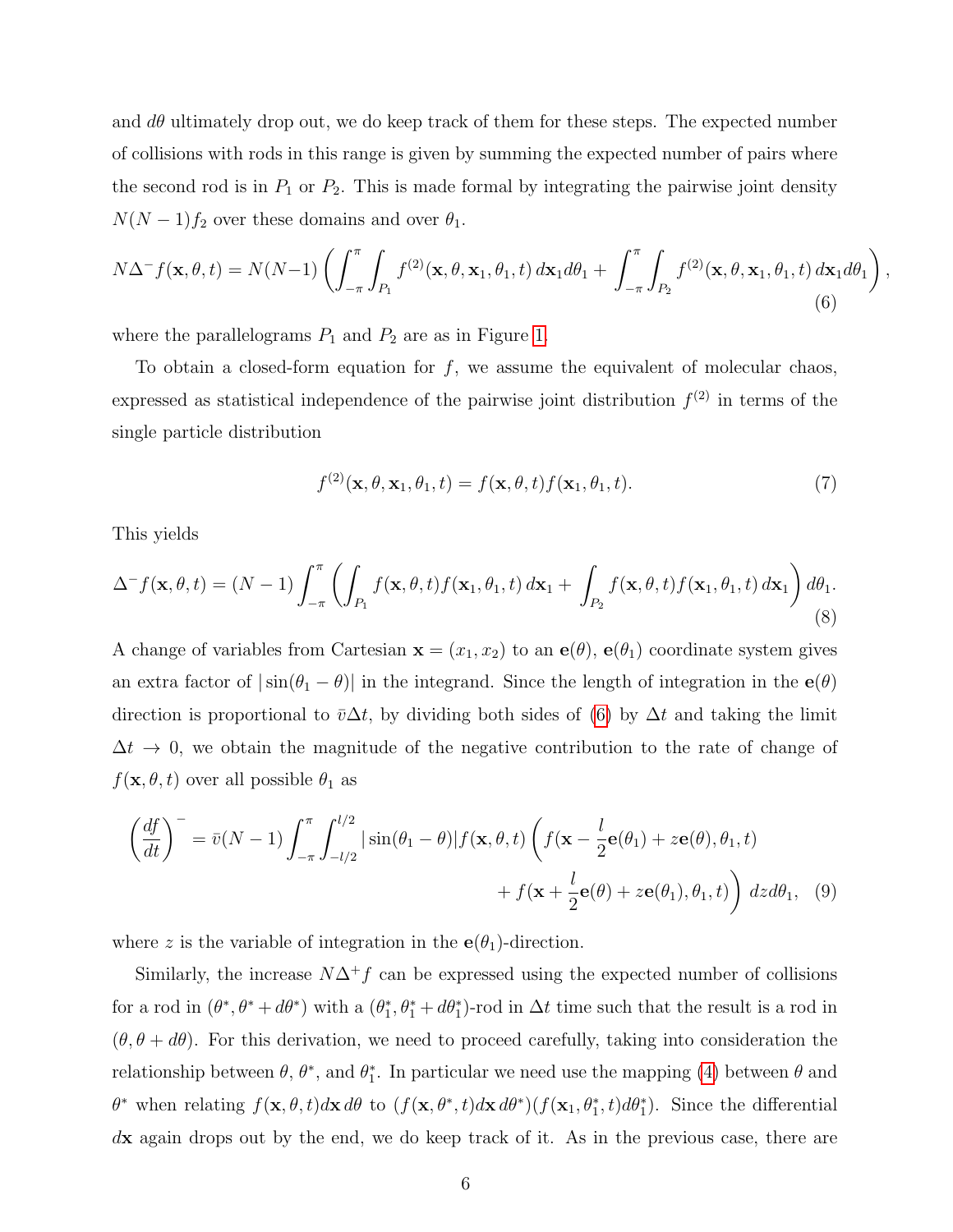and $d\theta$ ultimately drop out, we do keep track of them for these steps. The expected number of collisions with rods in this range is given by summing the expected number of pairs where the second rod is in $P_1$ or $P_2$. This is made formal by integrating the pairwise joint density $N(N-1)f_2$ over these domains and over $\theta_1$.

$$N\Delta^- f(\mathbf{x},\theta,t) = N(N-1)\left(\int_{-\pi}^{\pi}\int_{P_1} f^{(2)}(\mathbf{x},\theta,\mathbf{x}_1,\theta_1,t)\,d\mathbf{x}_1 d\theta_1 + \int_{-\pi}^{\pi}\int_{P_2} f^{(2)}(\mathbf{x},\theta,\mathbf{x}_1,\theta_1,t)\,d\mathbf{x}_1 d\theta_1\right), \tag{6}$$

where the parallelograms $P_1$ and $P_2$ are as in Figure 1.

To obtain a closed-form equation for $f$, we assume the equivalent of molecular chaos, expressed as statistical independence of the pairwise joint distribution $f^{(2)}$ in terms of the single particle distribution

$$f^{(2)}(\mathbf{x},\theta,\mathbf{x}_1,\theta_1,t) = f(\mathbf{x},\theta,t)f(\mathbf{x}_1,\theta_1,t). \tag{7}$$

This yields

$$\Delta^- f(\mathbf{x},\theta,t) = (N-1)\int_{-\pi}^{\pi}\left(\int_{P_1} f(\mathbf{x},\theta,t)f(\mathbf{x}_1,\theta_1,t)\,d\mathbf{x}_1 + \int_{P_2} f(\mathbf{x},\theta,t)f(\mathbf{x}_1,\theta_1,t)\,d\mathbf{x}_1\right)d\theta_1. \tag{8}$$

A change of variables from Cartesian $\mathbf{x} = (x_1, x_2)$ to an $\mathbf{e}(\theta)$, $\mathbf{e}(\theta_1)$ coordinate system gives an extra factor of $|\sin(\theta_1 - \theta)|$ in the integrand. Since the length of integration in the $\mathbf{e}(\theta)$ direction is proportional to $\bar{v}\Delta t$, by dividing both sides of (6) by $\Delta t$ and taking the limit $\Delta t \to 0$, we obtain the magnitude of the negative contribution to the rate of change of $f(\mathbf{x},\theta,t)$ over all possible $\theta_1$ as

$$\left(\frac{df}{dt}\right)^- = \bar{v}(N-1)\int_{-\pi}^{\pi}\int_{-l/2}^{l/2}|\sin(\theta_1-\theta)|f(\mathbf{x},\theta,t)\left(f(\mathbf{x}-\frac{l}{2}\mathbf{e}(\theta_1)+z\mathbf{e}(\theta),\theta_1,t)\right.$$
$$\left. + f(\mathbf{x}+\frac{l}{2}\mathbf{e}(\theta)+z\mathbf{e}(\theta_1),\theta_1,t)\right)dz\,d\theta_1, \tag{9}$$

where $z$ is the variable of integration in the $\mathbf{e}(\theta_1)$-direction.

Similarly, the increase $N\Delta^+ f$ can be expressed using the expected number of collisions for a rod in $(\theta^*, \theta^* + d\theta^*)$ with a $(\theta_1^*, \theta_1^* + d\theta_1^*)$-rod in $\Delta t$ time such that the result is a rod in $(\theta, \theta + d\theta)$. For this derivation, we need to proceed carefully, taking into consideration the relationship between $\theta$, $\theta^*$, and $\theta_1^*$. In particular we need use the mapping (4) between $\theta$ and $\theta^*$ when relating $f(\mathbf{x},\theta,t)d\mathbf{x}\,d\theta$ to $(f(\mathbf{x},\theta^*,t)d\mathbf{x}\,d\theta^*)(f(\mathbf{x}_1,\theta_1^*,t)d\theta_1^*)$. Since the differential $d\mathbf{x}$ again drops out by the end, we do keep track of it. As in the previous case, there are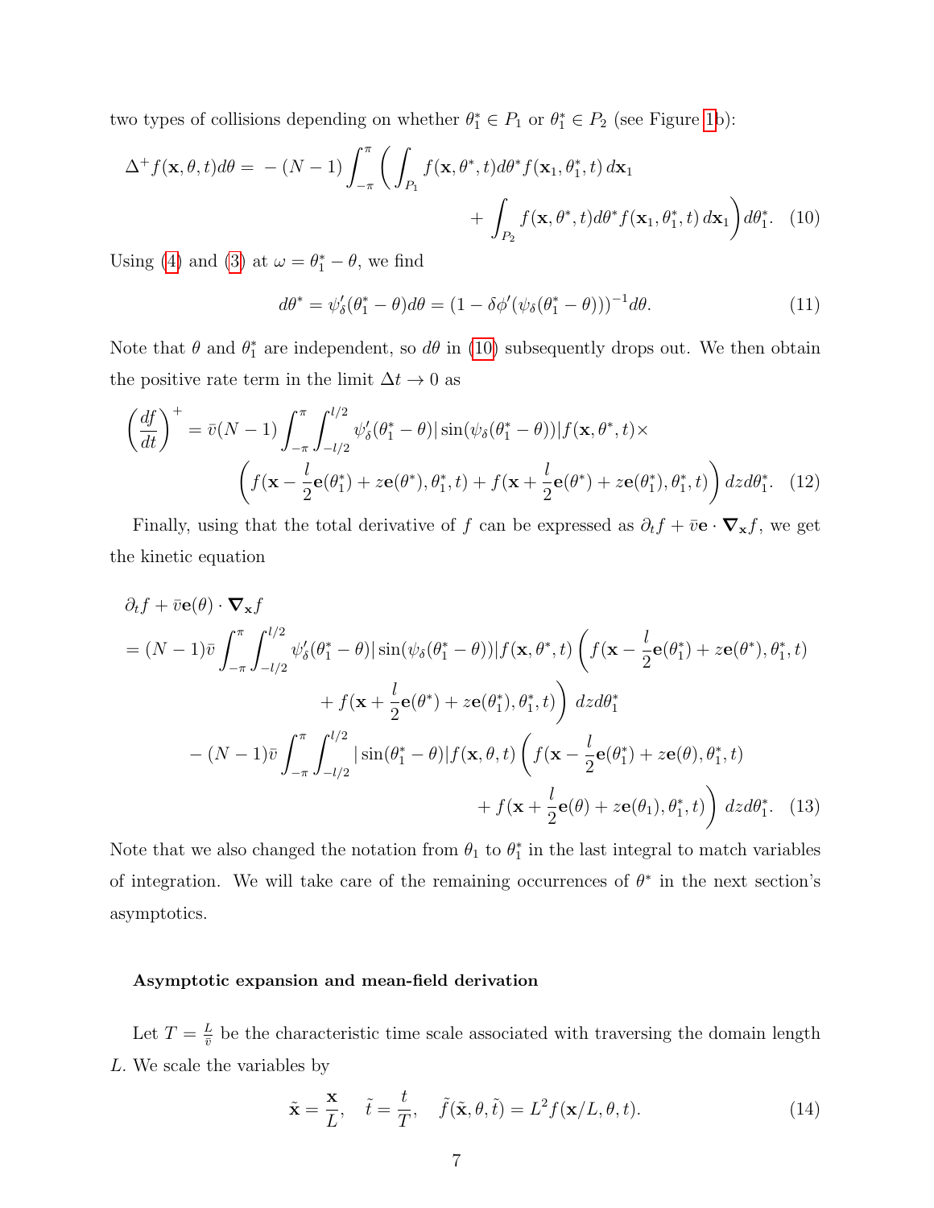two types of collisions depending on whether $\theta_1^* \in P_1$ or $\theta_1^* \in P_2$ (see Figure 1b):

$$\Delta^+ f(\mathbf{x}, \theta, t) d\theta = -(N-1) \int_{-\pi}^{\pi} \left( \int_{P_1} f(\mathbf{x}, \theta^*, t) d\theta^* f(\mathbf{x}_1, \theta_1^*, t)\, d\mathbf{x}_1 + \int_{P_2} f(\mathbf{x}, \theta^*, t) d\theta^* f(\mathbf{x}_1, \theta_1^*, t)\, d\mathbf{x}_1 \right) d\theta_1^*. \quad (10)$$

Using (4) and (3) at $\omega = \theta_1^* - \theta$, we find

$$d\theta^* = \psi_\delta'(\theta_1^* - \theta) d\theta = (1 - \delta \phi'(\psi_\delta(\theta_1^* - \theta)))^{-1} d\theta. \quad (11)$$

Note that $\theta$ and $\theta_1^*$ are independent, so $d\theta$ in (10) subsequently drops out. We then obtain the positive rate term in the limit $\Delta t \to 0$ as

$$\left(\frac{df}{dt}\right)^+ = \bar{v}(N-1) \int_{-\pi}^{\pi} \int_{-l/2}^{l/2} \psi_\delta'(\theta_1^* - \theta) |\sin(\psi_\delta(\theta_1^* - \theta))| f(\mathbf{x}, \theta^*, t) \times \left( f(\mathbf{x} - \frac{l}{2}\mathbf{e}(\theta_1^*) + z\mathbf{e}(\theta^*), \theta_1^*, t) + f(\mathbf{x} + \frac{l}{2}\mathbf{e}(\theta^*) + z\mathbf{e}(\theta_1^*), \theta_1^*, t) \right) dz d\theta_1^*. \quad (12)$$

Finally, using that the total derivative of $f$ can be expressed as $\partial_t f + \bar{v}\mathbf{e} \cdot \boldsymbol{\nabla}_{\mathbf{x}} f$, we get the kinetic equation

$$\begin{aligned}
&\partial_t f + \bar{v}\mathbf{e}(\theta) \cdot \boldsymbol{\nabla}_{\mathbf{x}} f \\
&= (N-1)\bar{v} \int_{-\pi}^{\pi} \int_{-l/2}^{l/2} \psi_\delta'(\theta_1^* - \theta) |\sin(\psi_\delta(\theta_1^* - \theta))| f(\mathbf{x}, \theta^*, t) \left( f(\mathbf{x} - \frac{l}{2}\mathbf{e}(\theta_1^*) + z\mathbf{e}(\theta^*), \theta_1^*, t) \right. \\
&\qquad \left. + f(\mathbf{x} + \frac{l}{2}\mathbf{e}(\theta^*) + z\mathbf{e}(\theta_1^*), \theta_1^*, t) \right) dz d\theta_1^* \\
&\quad - (N-1)\bar{v} \int_{-\pi}^{\pi} \int_{-l/2}^{l/2} |\sin(\theta_1^* - \theta)| f(\mathbf{x}, \theta, t) \left( f(\mathbf{x} - \frac{l}{2}\mathbf{e}(\theta_1^*) + z\mathbf{e}(\theta), \theta_1^*, t) \right. \\
&\qquad \left. + f(\mathbf{x} + \frac{l}{2}\mathbf{e}(\theta) + z\mathbf{e}(\theta_1), \theta_1^*, t) \right) dz d\theta_1^*. \quad (13)
\end{aligned}$$

Note that we also changed the notation from $\theta_1$ to $\theta_1^*$ in the last integral to match variables of integration. We will take care of the remaining occurrences of $\theta^*$ in the next section's asymptotics.

#### Asymptotic expansion and mean-field derivation

Let $T = \frac{L}{\bar{v}}$ be the characteristic time scale associated with traversing the domain length $L$. We scale the variables by

$$\tilde{\mathbf{x}} = \frac{\mathbf{x}}{L}, \quad \tilde{t} = \frac{t}{T}, \quad \tilde{f}(\tilde{\mathbf{x}}, \theta, \tilde{t}) = L^2 f(\mathbf{x}/L, \theta, t). \quad (14)$$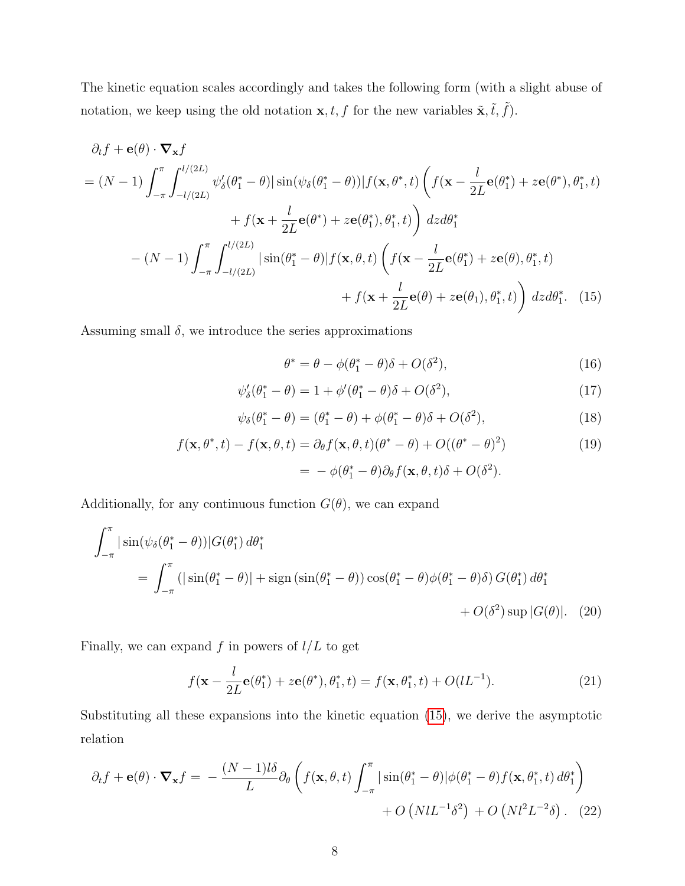The kinetic equation scales accordingly and takes the following form (with a slight abuse of notation, we keep using the old notation $\mathbf{x}, t, f$ for the new variables $\tilde{\mathbf{x}}, \tilde{t}, \tilde{f}$).

$$
\begin{aligned}
&\partial_t f + \mathbf{e}(\theta) \cdot \boldsymbol{\nabla}_{\mathbf{x}} f \\
&= (N-1) \int_{-\pi}^{\pi} \int_{-l/(2L)}^{l/(2L)} \psi_\delta'(\theta_1^* - \theta) |\sin(\psi_\delta(\theta_1^* - \theta))| f(\mathbf{x}, \theta^*, t) \left( f(\mathbf{x} - \frac{l}{2L}\mathbf{e}(\theta_1^*) + z\mathbf{e}(\theta^*), \theta_1^*, t) \right. \\
&\qquad\qquad \left. + f(\mathbf{x} + \frac{l}{2L}\mathbf{e}(\theta^*) + z\mathbf{e}(\theta_1^*), \theta_1^*, t) \right) \, dz d\theta_1^* \\
&\quad - (N-1) \int_{-\pi}^{\pi} \int_{-l/(2L)}^{l/(2L)} |\sin(\theta_1^* - \theta)| f(\mathbf{x}, \theta, t) \left( f(\mathbf{x} - \frac{l}{2L}\mathbf{e}(\theta_1^*) + z\mathbf{e}(\theta), \theta_1^*, t) \right. \\
&\qquad\qquad \left. + f(\mathbf{x} + \frac{l}{2L}\mathbf{e}(\theta) + z\mathbf{e}(\theta_1), \theta_1^*, t) \right) \, dz d\theta_1^*. \quad (15)
\end{aligned}
$$

Assuming small $\delta$, we introduce the series approximations

$$
\theta^* = \theta - \phi(\theta_1^* - \theta)\delta + O(\delta^2), \tag{16}
$$

$$
\psi_\delta'(\theta_1^* - \theta) = 1 + \phi'(\theta_1^* - \theta)\delta + O(\delta^2), \tag{17}
$$

$$
\psi_\delta(\theta_1^* - \theta) = (\theta_1^* - \theta) + \phi(\theta_1^* - \theta)\delta + O(\delta^2), \tag{18}
$$

$$
\begin{aligned}
f(\mathbf{x}, \theta^*, t) - f(\mathbf{x}, \theta, t) &= \partial_\theta f(\mathbf{x}, \theta, t)(\theta^* - \theta) + O((\theta^* - \theta)^2) \qquad (19) \\
&= -\phi(\theta_1^* - \theta)\partial_\theta f(\mathbf{x}, \theta, t)\delta + O(\delta^2).
\end{aligned}
$$

Additionally, for any continuous function $G(\theta)$, we can expand

$$
\begin{aligned}
&\int_{-\pi}^{\pi} |\sin(\psi_\delta(\theta_1^* - \theta))| G(\theta_1^*) \, d\theta_1^* \\
&\quad = \int_{-\pi}^{\pi} \left( |\sin(\theta_1^* - \theta)| + \operatorname{sign}\left(\sin(\theta_1^* - \theta)\right) \cos(\theta_1^* - \theta) \phi(\theta_1^* - \theta)\delta \right) G(\theta_1^*) \, d\theta_1^* \\
&\qquad\qquad + O(\delta^2) \sup |G(\theta)|. \quad (20)
\end{aligned}
$$

Finally, we can expand $f$ in powers of $l/L$ to get

$$
f(\mathbf{x} - \frac{l}{2L}\mathbf{e}(\theta_1^*) + z\mathbf{e}(\theta^*), \theta_1^*, t) = f(\mathbf{x}, \theta_1^*, t) + O(lL^{-1}). \tag{21}
$$

Substituting all these expansions into the kinetic equation (15), we derive the asymptotic relation

$$
\begin{aligned}
\partial_t f + \mathbf{e}(\theta) \cdot \boldsymbol{\nabla}_{\mathbf{x}} f = &-\frac{(N-1)l\delta}{L} \partial_\theta \left( f(\mathbf{x}, \theta, t) \int_{-\pi}^{\pi} |\sin(\theta_1^* - \theta)| \phi(\theta_1^* - \theta) f(\mathbf{x}, \theta_1^*, t) \, d\theta_1^* \right) \\
&+ O\left(NlL^{-1}\delta^2\right) + O\left(Nl^2L^{-2}\delta\right). \quad (22)
\end{aligned}
$$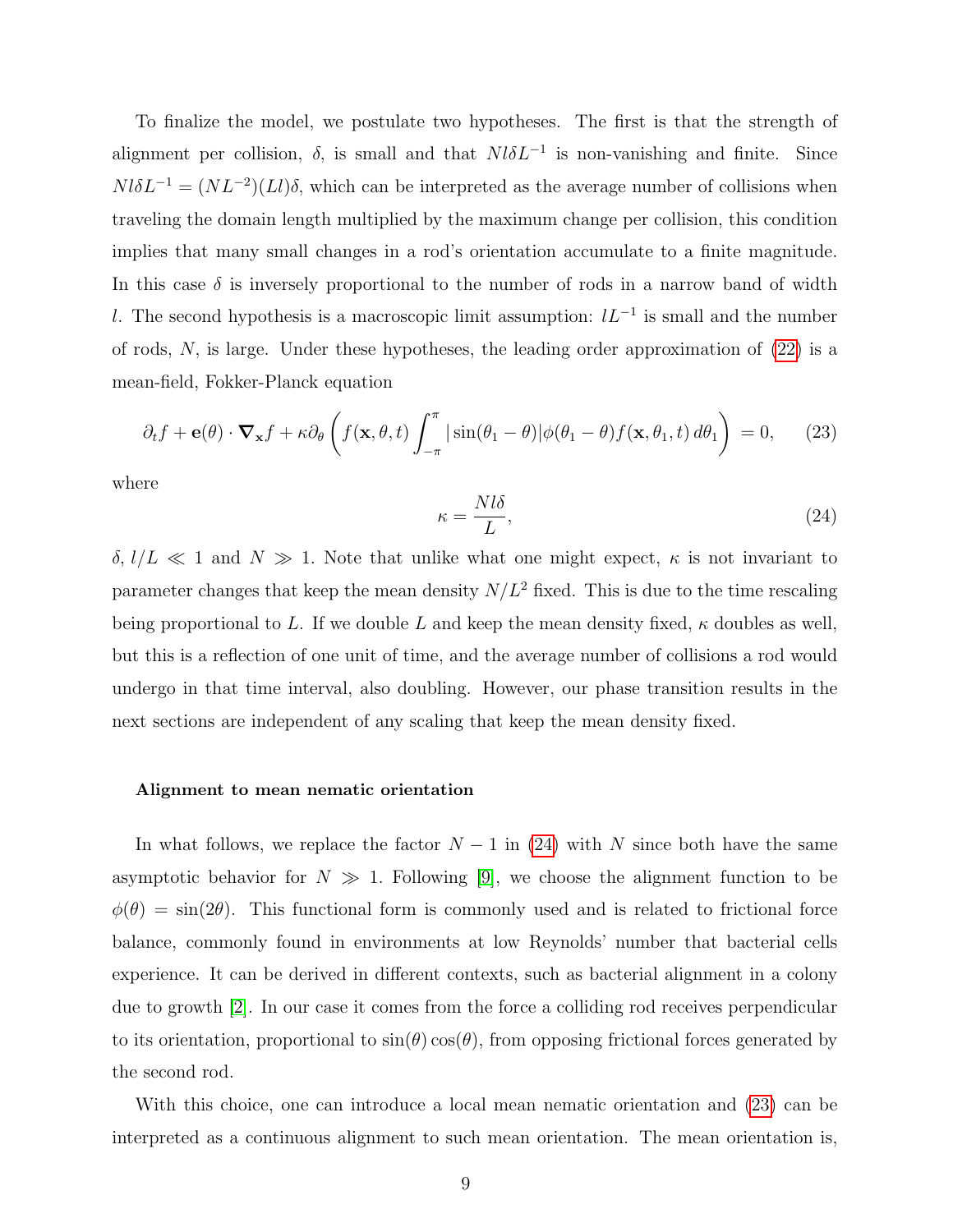To finalize the model, we postulate two hypotheses. The first is that the strength of alignment per collision, $\delta$, is small and that $Nl\delta L^{-1}$ is non-vanishing and finite. Since $Nl\delta L^{-1} = (NL^{-2})(Ll)\delta$, which can be interpreted as the average number of collisions when traveling the domain length multiplied by the maximum change per collision, this condition implies that many small changes in a rod's orientation accumulate to a finite magnitude. In this case $\delta$ is inversely proportional to the number of rods in a narrow band of width $l$. The second hypothesis is a macroscopic limit assumption: $lL^{-1}$ is small and the number of rods, $N$, is large. Under these hypotheses, the leading order approximation of (22) is a mean-field, Fokker-Planck equation

$$\partial_t f + \mathbf{e}(\theta) \cdot \boldsymbol{\nabla}_{\mathbf{x}} f + \kappa \partial_\theta \left( f(\mathbf{x}, \theta, t) \int_{-\pi}^{\pi} |\sin(\theta_1 - \theta)| \phi(\theta_1 - \theta) f(\mathbf{x}, \theta_1, t)\, d\theta_1 \right) = 0, \tag{23}$$

where

$$\kappa = \frac{Nl\delta}{L}, \tag{24}$$

$\delta, l/L \ll 1$ and $N \gg 1$. Note that unlike what one might expect, $\kappa$ is not invariant to parameter changes that keep the mean density $N/L^2$ fixed. This is due to the time rescaling being proportional to $L$. If we double $L$ and keep the mean density fixed, $\kappa$ doubles as well, but this is a reflection of one unit of time, and the average number of collisions a rod would undergo in that time interval, also doubling. However, our phase transition results in the next sections are independent of any scaling that keep the mean density fixed.

### Alignment to mean nematic orientation

In what follows, we replace the factor $N - 1$ in (24) with $N$ since both have the same asymptotic behavior for $N \gg 1$. Following [9], we choose the alignment function to be $\phi(\theta) = \sin(2\theta)$. This functional form is commonly used and is related to frictional force balance, commonly found in environments at low Reynolds' number that bacterial cells experience. It can be derived in different contexts, such as bacterial alignment in a colony due to growth [2]. In our case it comes from the force a colliding rod receives perpendicular to its orientation, proportional to $\sin(\theta)\cos(\theta)$, from opposing frictional forces generated by the second rod.

With this choice, one can introduce a local mean nematic orientation and (23) can be interpreted as a continuous alignment to such mean orientation. The mean orientation is,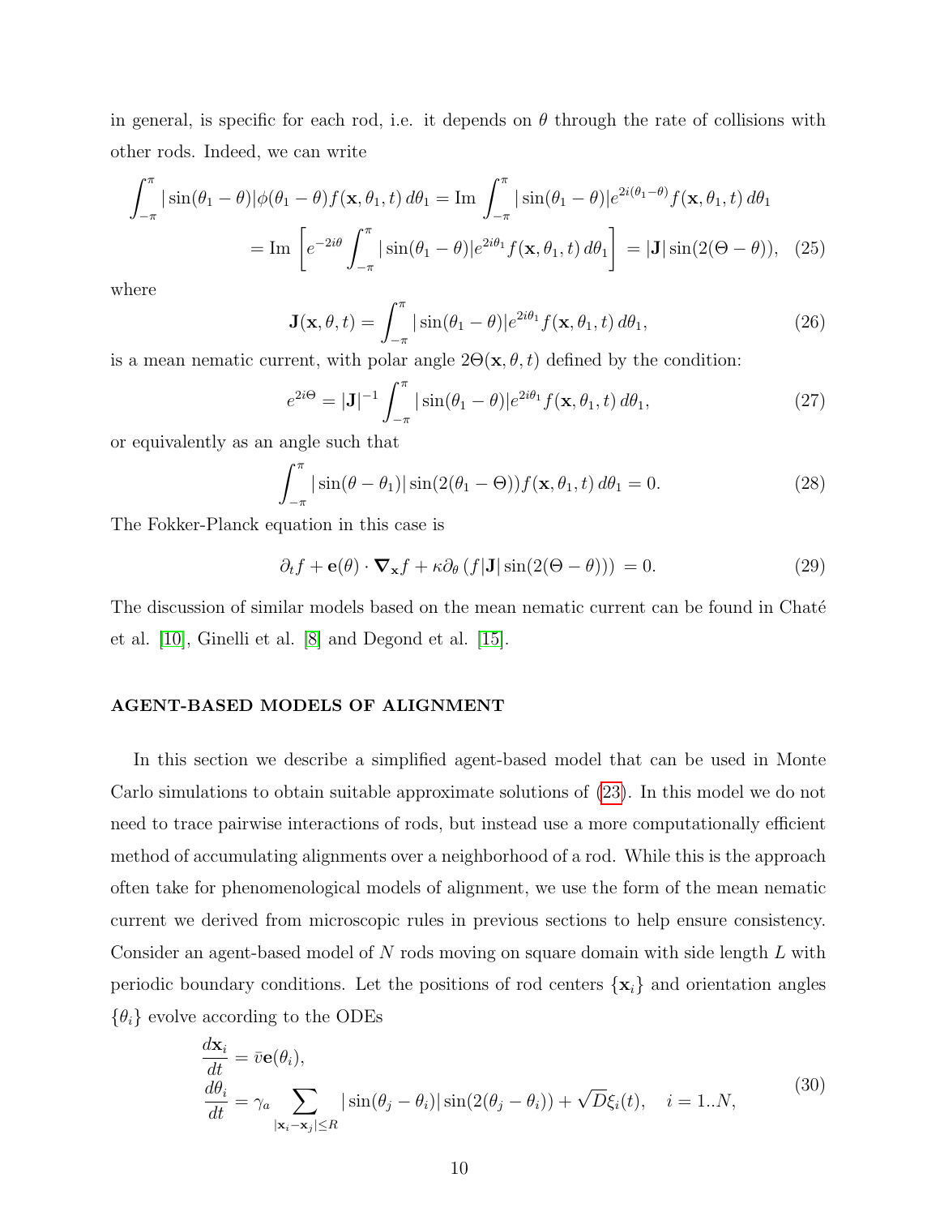in general, is specific for each rod, i.e. it depends on $\theta$ through the rate of collisions with other rods. Indeed, we can write

$$
\begin{aligned}
\int_{-\pi}^{\pi} |\sin(\theta_1 - \theta)| \phi(\theta_1 - \theta) f(\mathbf{x}, \theta_1, t)\, d\theta_1 &= \operatorname{Im} \int_{-\pi}^{\pi} |\sin(\theta_1 - \theta)| e^{2i(\theta_1 - \theta)} f(\mathbf{x}, \theta_1, t)\, d\theta_1 \\
&= \operatorname{Im} \left[ e^{-2i\theta} \int_{-\pi}^{\pi} |\sin(\theta_1 - \theta)| e^{2i\theta_1} f(\mathbf{x}, \theta_1, t)\, d\theta_1 \right] = |\mathbf{J}| \sin(2(\Theta - \theta)), \quad (25)
\end{aligned}
$$

where

$$
\mathbf{J}(\mathbf{x}, \theta, t) = \int_{-\pi}^{\pi} |\sin(\theta_1 - \theta)| e^{2i\theta_1} f(\mathbf{x}, \theta_1, t)\, d\theta_1, \tag{26}
$$

is a mean nematic current, with polar angle $2\Theta(\mathbf{x}, \theta, t)$ defined by the condition:

$$
e^{2i\Theta} = |\mathbf{J}|^{-1} \int_{-\pi}^{\pi} |\sin(\theta_1 - \theta)| e^{2i\theta_1} f(\mathbf{x}, \theta_1, t)\, d\theta_1, \tag{27}
$$

or equivalently as an angle such that

$$
\int_{-\pi}^{\pi} |\sin(\theta - \theta_1)| \sin(2(\theta_1 - \Theta)) f(\mathbf{x}, \theta_1, t)\, d\theta_1 = 0. \tag{28}
$$

The Fokker-Planck equation in this case is

$$
\partial_t f + \mathbf{e}(\theta) \cdot \boldsymbol{\nabla}_{\mathbf{x}} f + \kappa \partial_\theta \left( f |\mathbf{J}| \sin(2(\Theta - \theta)) \right) = 0. \tag{29}
$$

The discussion of similar models based on the mean nematic current can be found in Chaté et al. [10], Ginelli et al. [8] and Degond et al. [15].

## AGENT-BASED MODELS OF ALIGNMENT

In this section we describe a simplified agent-based model that can be used in Monte Carlo simulations to obtain suitable approximate solutions of (23). In this model we do not need to trace pairwise interactions of rods, but instead use a more computationally efficient method of accumulating alignments over a neighborhood of a rod. While this is the approach often take for phenomenological models of alignment, we use the form of the mean nematic current we derived from microscopic rules in previous sections to help ensure consistency. Consider an agent-based model of $N$ rods moving on square domain with side length $L$ with periodic boundary conditions. Let the positions of rod centers $\{\mathbf{x}_i\}$ and orientation angles $\{\theta_i\}$ evolve according to the ODEs

$$
\begin{aligned}
\frac{d\mathbf{x}_i}{dt} &= \bar{v} \mathbf{e}(\theta_i), \\
\frac{d\theta_i}{dt} &= \gamma_a \sum_{|\mathbf{x}_i - \mathbf{x}_j| \le R} |\sin(\theta_j - \theta_i)| \sin(2(\theta_j - \theta_i)) + \sqrt{D} \xi_i(t), \quad i = 1..N,
\end{aligned} \tag{30}
$$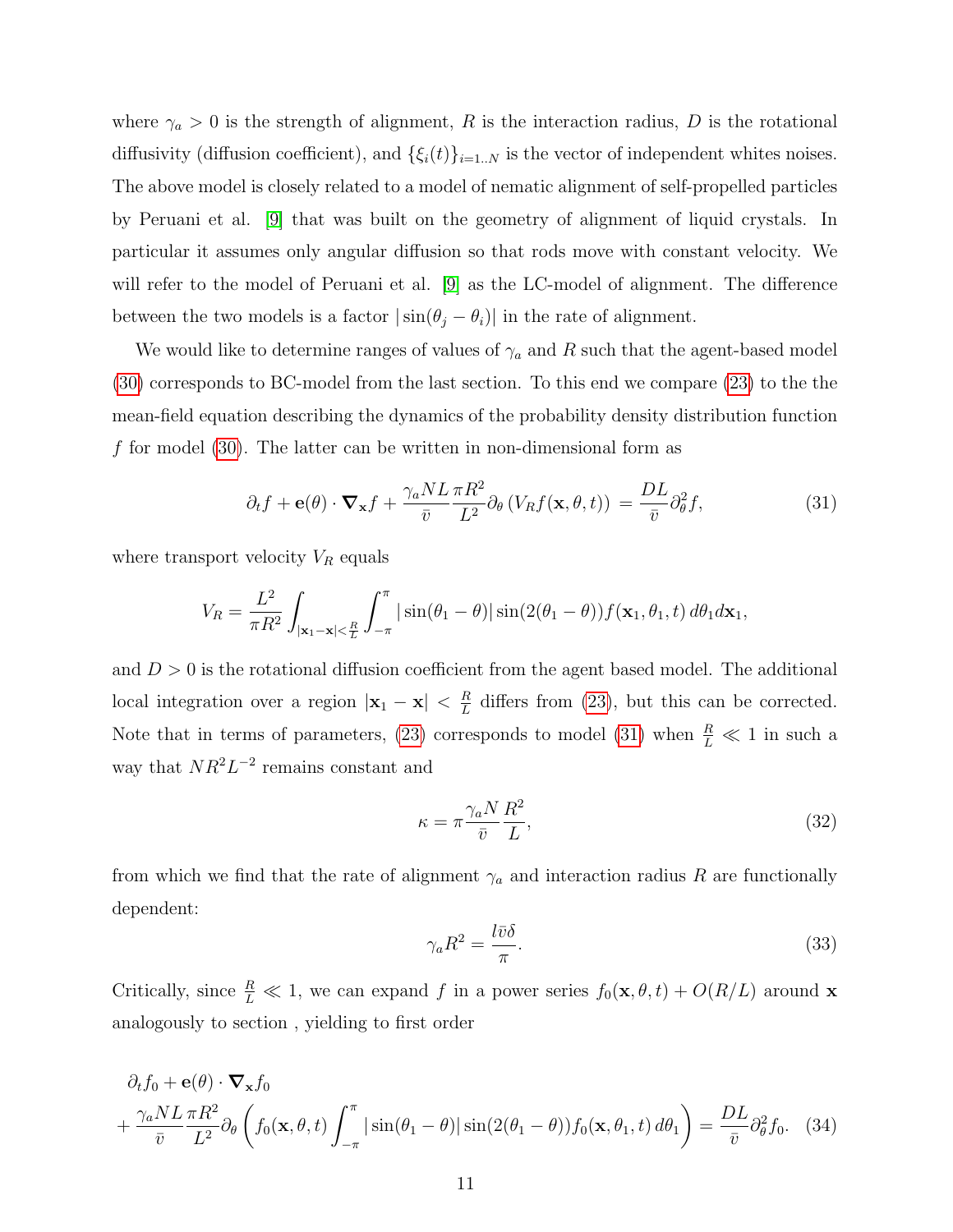where $\gamma_a > 0$ is the strength of alignment, $R$ is the interaction radius, $D$ is the rotational diffusivity (diffusion coefficient), and $\{\xi_i(t)\}_{i=1..N}$ is the vector of independent whites noises. The above model is closely related to a model of nematic alignment of self-propelled particles by Peruani et al. [9] that was built on the geometry of alignment of liquid crystals. In particular it assumes only angular diffusion so that rods move with constant velocity. We will refer to the model of Peruani et al. [9] as the LC-model of alignment. The difference between the two models is a factor $|\sin(\theta_j - \theta_i)|$ in the rate of alignment.

We would like to determine ranges of values of $\gamma_a$ and $R$ such that the agent-based model (30) corresponds to BC-model from the last section. To this end we compare (23) to the the mean-field equation describing the dynamics of the probability density distribution function $f$ for model (30). The latter can be written in non-dimensional form as

$$\partial_t f + \mathbf{e}(\theta) \cdot \boldsymbol{\nabla}_{\mathbf{x}} f + \frac{\gamma_a N L}{\bar{v}} \frac{\pi R^2}{L^2} \partial_\theta \left( V_R f(\mathbf{x}, \theta, t) \right) = \frac{DL}{\bar{v}} \partial_\theta^2 f, \tag{31}$$

where transport velocity $V_R$ equals

$$V_R = \frac{L^2}{\pi R^2} \int_{|\mathbf{x}_1 - \mathbf{x}| < \frac{R}{L}} \int_{-\pi}^{\pi} |\sin(\theta_1 - \theta)| \sin(2(\theta_1 - \theta)) f(\mathbf{x}_1, \theta_1, t)\, d\theta_1 d\mathbf{x}_1,$$

and $D > 0$ is the rotational diffusion coefficient from the agent based model. The additional local integration over a region $|\mathbf{x}_1 - \mathbf{x}| < \frac{R}{L}$ differs from (23), but this can be corrected. Note that in terms of parameters, (23) corresponds to model (31) when $\frac{R}{L} \ll 1$ in such a way that $NR^2L^{-2}$ remains constant and

$$\kappa = \pi \frac{\gamma_a N}{\bar{v}} \frac{R^2}{L}, \tag{32}$$

from which we find that the rate of alignment $\gamma_a$ and interaction radius $R$ are functionally dependent:

$$\gamma_a R^2 = \frac{l \bar{v} \delta}{\pi}. \tag{33}$$

Critically, since $\frac{R}{L} \ll 1$, we can expand $f$ in a power series $f_0(\mathbf{x}, \theta, t) + O(R/L)$ around $\mathbf{x}$ analogously to section , yielding to first order

$$\begin{aligned} &\partial_t f_0 + \mathbf{e}(\theta) \cdot \boldsymbol{\nabla}_{\mathbf{x}} f_0 \\ &+ \frac{\gamma_a N L}{\bar{v}} \frac{\pi R^2}{L^2} \partial_\theta \left( f_0(\mathbf{x}, \theta, t) \int_{-\pi}^{\pi} |\sin(\theta_1 - \theta)| \sin(2(\theta_1 - \theta)) f_0(\mathbf{x}, \theta_1, t)\, d\theta_1 \right) = \frac{DL}{\bar{v}} \partial_\theta^2 f_0. \end{aligned} \tag{34}$$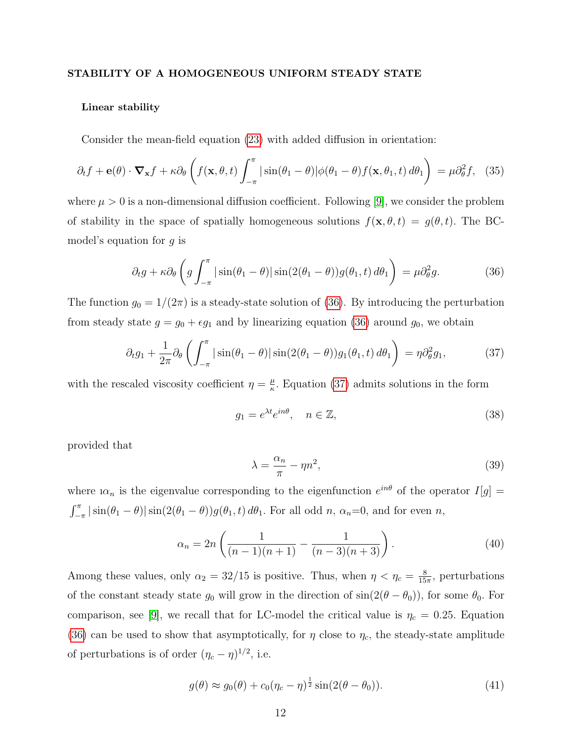## STABILITY OF A HOMOGENEOUS UNIFORM STEADY STATE

### Linear stability

Consider the mean-field equation (23) with added diffusion in orientation:

$$\partial_t f + \mathbf{e}(\theta)\cdot\boldsymbol{\nabla}_{\mathbf{x}} f + \kappa\partial_\theta\left(f(\mathbf{x},\theta,t)\int_{-\pi}^{\pi}|\sin(\theta_1-\theta)|\phi(\theta_1-\theta)f(\mathbf{x},\theta_1,t)\,d\theta_1\right) = \mu\partial_\theta^2 f, \quad (35)$$

where $\mu > 0$ is a non-dimensional diffusion coefficient. Following [9], we consider the problem of stability in the space of spatially homogeneous solutions $f(\mathbf{x},\theta,t) = g(\theta,t)$. The BC-model's equation for $g$ is

$$\partial_t g + \kappa\partial_\theta\left(g\int_{-\pi}^{\pi}|\sin(\theta_1-\theta)|\sin(2(\theta_1-\theta))g(\theta_1,t)\,d\theta_1\right) = \mu\partial_\theta^2 g. \quad (36)$$

The function $g_0 = 1/(2\pi)$ is a steady-state solution of (36). By introducing the perturbation from steady state $g = g_0 + \epsilon g_1$ and by linearizing equation (36) around $g_0$, we obtain

$$\partial_t g_1 + \frac{1}{2\pi}\partial_\theta\left(\int_{-\pi}^{\pi}|\sin(\theta_1-\theta)|\sin(2(\theta_1-\theta))g_1(\theta_1,t)\,d\theta_1\right) = \eta\partial_\theta^2 g_1, \quad (37)$$

with the rescaled viscosity coefficient $\eta = \frac{\mu}{\kappa}$. Equation (37) admits solutions in the form

$$g_1 = e^{\lambda t}e^{in\theta}, \quad n\in\mathbb{Z}, \quad (38)$$

provided that

$$\lambda = \frac{\alpha_n}{\pi} - \eta n^2, \quad (39)$$

where $\imath\alpha_n$ is the eigenvalue corresponding to the eigenfunction $e^{in\theta}$ of the operator $I[g] = \int_{-\pi}^{\pi}|\sin(\theta_1-\theta)|\sin(2(\theta_1-\theta))g(\theta_1,t)\,d\theta_1$. For all odd $n$, $\alpha_n$=0, and for even $n$,

$$\alpha_n = 2n\left(\frac{1}{(n-1)(n+1)} - \frac{1}{(n-3)(n+3)}\right). \quad (40)$$

Among these values, only $\alpha_2 = 32/15$ is positive. Thus, when $\eta < \eta_c = \frac{8}{15\pi}$, perturbations of the constant steady state $g_0$ will grow in the direction of $\sin(2(\theta-\theta_0))$, for some $\theta_0$. For comparison, see [9], we recall that for LC-model the critical value is $\eta_c = 0.25$. Equation (36) can be used to show that asymptotically, for $\eta$ close to $\eta_c$, the steady-state amplitude of perturbations is of order $(\eta_c-\eta)^{1/2}$, i.e.

$$g(\theta) \approx g_0(\theta) + c_0(\eta_c-\eta)^{\frac{1}{2}}\sin(2(\theta-\theta_0)). \quad (41)$$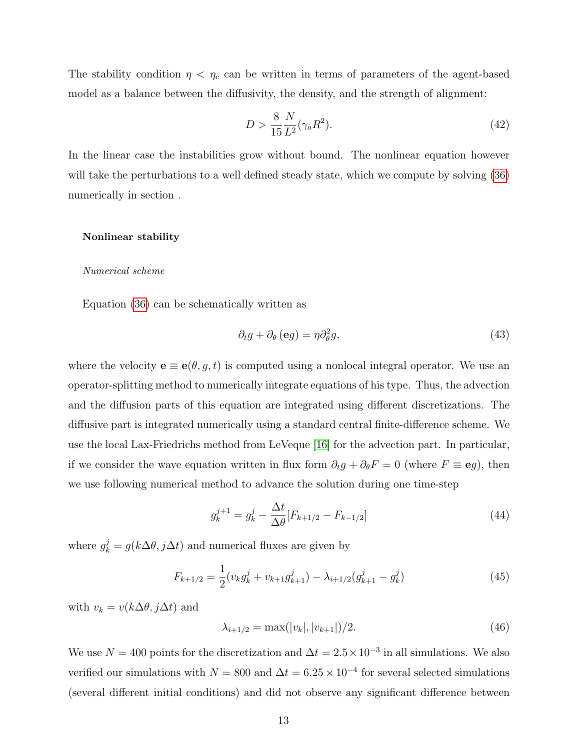The stability condition $\eta < \eta_c$ can be written in terms of parameters of the agent-based model as a balance between the diffusivity, the density, and the strength of alignment:

$$D > \frac{8}{15}\frac{N}{L^2}(\gamma_a R^2). \tag{42}$$

In the linear case the instabilities grow without bound. The nonlinear equation however will take the perturbations to a well defined steady state, which we compute by solving (36) numerically in section .

### Nonlinear stability

#### *Numerical scheme*

Equation (36) can be schematically written as

$$\partial_t g + \partial_\theta (\mathbf{e} g) = \eta \partial_\theta^2 g, \tag{43}$$

where the velocity $\mathbf{e} \equiv \mathbf{e}(\theta, g, t)$ is computed using a nonlocal integral operator. We use an operator-splitting method to numerically integrate equations of his type. Thus, the advection and the diffusion parts of this equation are integrated using different discretizations. The diffusive part is integrated numerically using a standard central finite-difference scheme. We use the local Lax-Friedrichs method from LeVeque [16] for the advection part. In particular, if we consider the wave equation written in flux form $\partial_t g + \partial_\theta F = 0$ (where $F \equiv \mathbf{e} g$), then we use following numerical method to advance the solution during one time-step

$$g_k^{j+1} = g_k^j - \frac{\Delta t}{\Delta \theta}[F_{k+1/2} - F_{k-1/2}] \tag{44}$$

where $g_k^j = g(k\Delta\theta, j\Delta t)$ and numerical fluxes are given by

$$F_{k+1/2} = \frac{1}{2}(v_k g_k^j + v_{k+1} g_{k+1}^j) - \lambda_{i+1/2}(g_{k+1}^j - g_k^j) \tag{45}$$

with $v_k = v(k\Delta\theta, j\Delta t)$ and

$$\lambda_{i+1/2} = \max(|v_k|, |v_{k+1}|)/2. \tag{46}$$

We use $N = 400$ points for the discretization and $\Delta t = 2.5 \times 10^{-3}$ in all simulations. We also verified our simulations with $N = 800$ and $\Delta t = 6.25 \times 10^{-4}$ for several selected simulations (several different initial conditions) and did not observe any significant difference between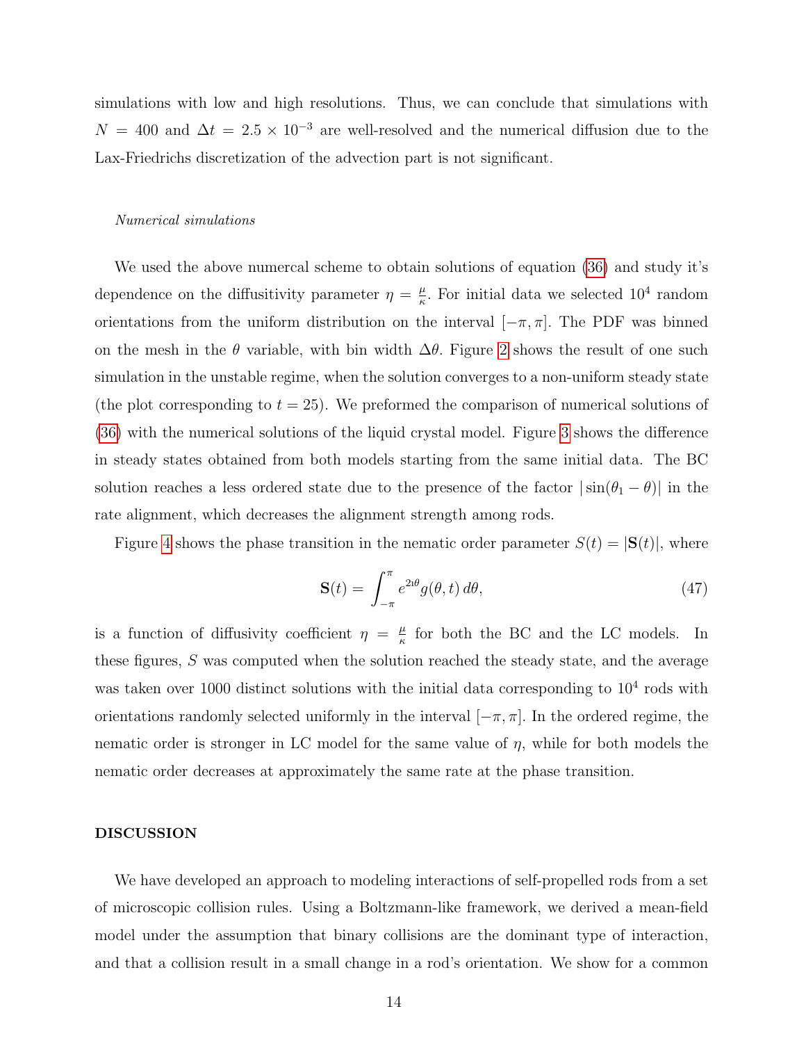simulations with low and high resolutions. Thus, we can conclude that simulations with $N = 400$ and $\Delta t = 2.5 \times 10^{-3}$ are well-resolved and the numerical diffusion due to the Lax-Friedrichs discretization of the advection part is not significant.

*Numerical simulations*

We used the above numercal scheme to obtain solutions of equation (36) and study it's dependence on the diffusitivity parameter $\eta = \frac{\mu}{\kappa}$. For initial data we selected $10^4$ random orientations from the uniform distribution on the interval $[-\pi, \pi]$. The PDF was binned on the mesh in the $\theta$ variable, with bin width $\Delta\theta$. Figure 2 shows the result of one such simulation in the unstable regime, when the solution converges to a non-uniform steady state (the plot corresponding to $t = 25$). We preformed the comparison of numerical solutions of (36) with the numerical solutions of the liquid crystal model. Figure 3 shows the difference in steady states obtained from both models starting from the same initial data. The BC solution reaches a less ordered state due to the presence of the factor $|\sin(\theta_1 - \theta)|$ in the rate alignment, which decreases the alignment strength among rods.

Figure 4 shows the phase transition in the nematic order parameter $S(t) = |\mathbf{S}(t)|$, where

$$\mathbf{S}(t) = \int_{-\pi}^{\pi} e^{2\imath\theta} g(\theta, t)\, d\theta, \tag{47}$$

is a function of diffusivity coefficient $\eta = \frac{\mu}{\kappa}$ for both the BC and the LC models. In these figures, $S$ was computed when the solution reached the steady state, and the average was taken over 1000 distinct solutions with the initial data corresponding to $10^4$ rods with orientations randomly selected uniformly in the interval $[-\pi, \pi]$. In the ordered regime, the nematic order is stronger in LC model for the same value of $\eta$, while for both models the nematic order decreases at approximately the same rate at the phase transition.

## DISCUSSION

We have developed an approach to modeling interactions of self-propelled rods from a set of microscopic collision rules. Using a Boltzmann-like framework, we derived a mean-field model under the assumption that binary collisions are the dominant type of interaction, and that a collision result in a small change in a rod's orientation. We show for a common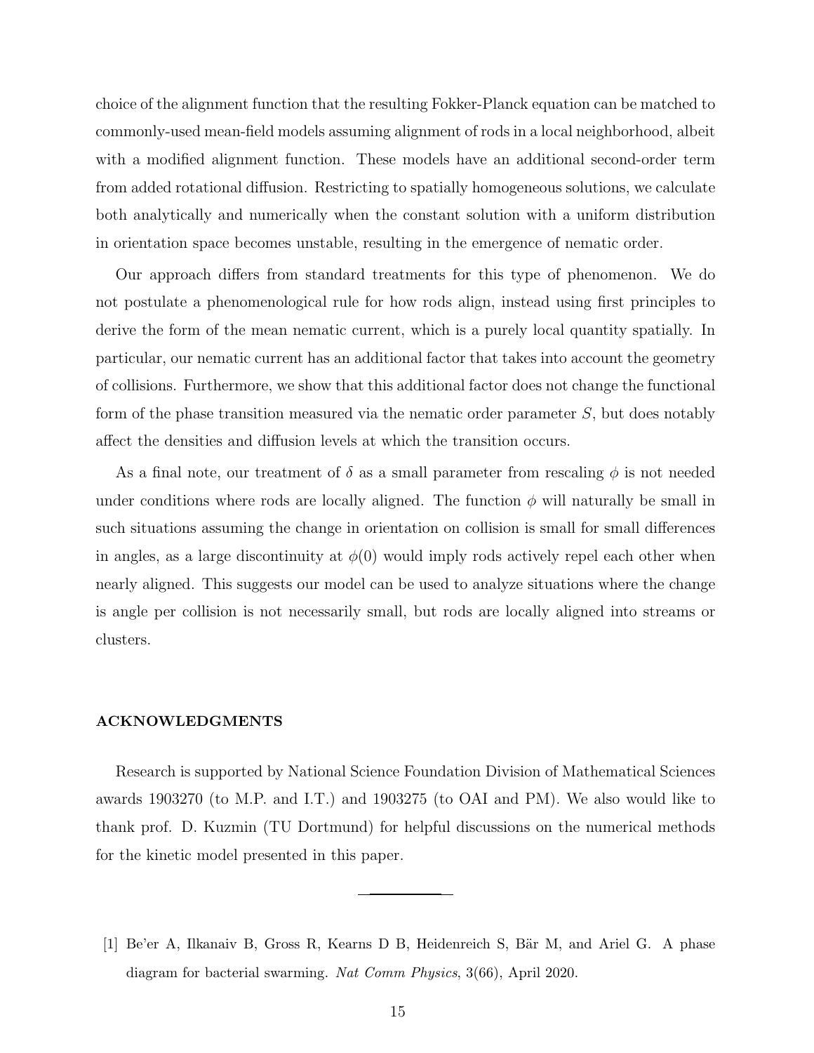choice of the alignment function that the resulting Fokker-Planck equation can be matched to commonly-used mean-field models assuming alignment of rods in a local neighborhood, albeit with a modified alignment function. These models have an additional second-order term from added rotational diffusion. Restricting to spatially homogeneous solutions, we calculate both analytically and numerically when the constant solution with a uniform distribution in orientation space becomes unstable, resulting in the emergence of nematic order.

Our approach differs from standard treatments for this type of phenomenon. We do not postulate a phenomenological rule for how rods align, instead using first principles to derive the form of the mean nematic current, which is a purely local quantity spatially. In particular, our nematic current has an additional factor that takes into account the geometry of collisions. Furthermore, we show that this additional factor does not change the functional form of the phase transition measured via the nematic order parameter $S$, but does notably affect the densities and diffusion levels at which the transition occurs.

As a final note, our treatment of $\delta$ as a small parameter from rescaling $\phi$ is not needed under conditions where rods are locally aligned. The function $\phi$ will naturally be small in such situations assuming the change in orientation on collision is small for small differences in angles, as a large discontinuity at $\phi(0)$ would imply rods actively repel each other when nearly aligned. This suggests our model can be used to analyze situations where the change is angle per collision is not necessarily small, but rods are locally aligned into streams or clusters.

## ACKNOWLEDGMENTS

Research is supported by National Science Foundation Division of Mathematical Sciences awards 1903270 (to M.P. and I.T.) and 1903275 (to OAI and PM). We also would like to thank prof. D. Kuzmin (TU Dortmund) for helpful discussions on the numerical methods for the kinetic model presented in this paper.

---

[1] Be'er A, Ilkanaiv B, Gross R, Kearns D B, Heidenreich S, Bär M, and Ariel G. A phase diagram for bacterial swarming. *Nat Comm Physics*, 3(66), April 2020.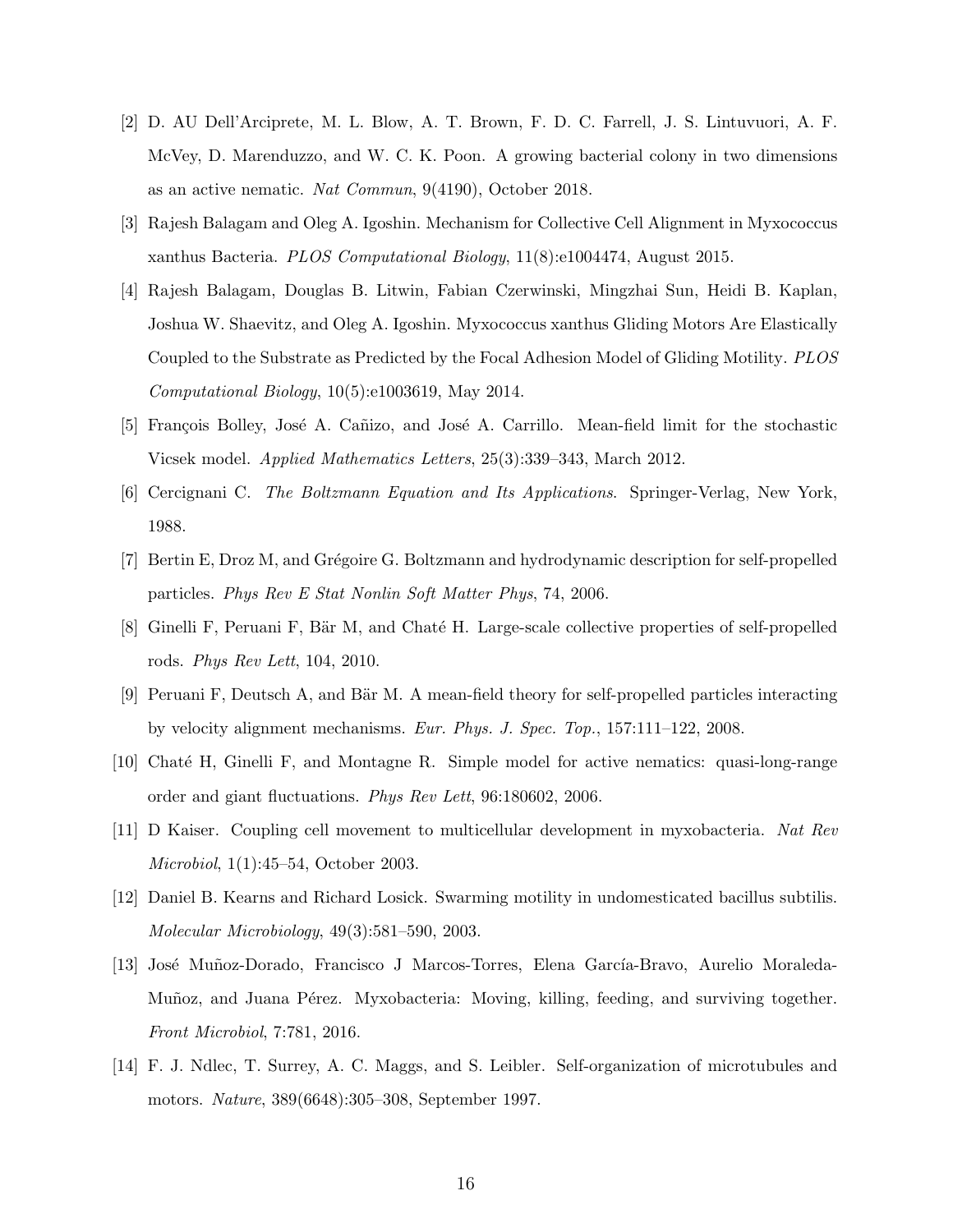[2] D. AU Dell'Arciprete, M. L. Blow, A. T. Brown, F. D. C. Farrell, J. S. Lintuvuori, A. F. McVey, D. Marenduzzo, and W. C. K. Poon. A growing bacterial colony in two dimensions as an active nematic. *Nat Commun*, 9(4190), October 2018.

[3] Rajesh Balagam and Oleg A. Igoshin. Mechanism for Collective Cell Alignment in Myxococcus xanthus Bacteria. *PLOS Computational Biology*, 11(8):e1004474, August 2015.

[4] Rajesh Balagam, Douglas B. Litwin, Fabian Czerwinski, Mingzhai Sun, Heidi B. Kaplan, Joshua W. Shaevitz, and Oleg A. Igoshin. Myxococcus xanthus Gliding Motors Are Elastically Coupled to the Substrate as Predicted by the Focal Adhesion Model of Gliding Motility. *PLOS Computational Biology*, 10(5):e1003619, May 2014.

[5] François Bolley, José A. Cañizo, and José A. Carrillo. Mean-field limit for the stochastic Vicsek model. *Applied Mathematics Letters*, 25(3):339–343, March 2012.

[6] Cercignani C. *The Boltzmann Equation and Its Applications*. Springer-Verlag, New York, 1988.

[7] Bertin E, Droz M, and Grégoire G. Boltzmann and hydrodynamic description for self-propelled particles. *Phys Rev E Stat Nonlin Soft Matter Phys*, 74, 2006.

[8] Ginelli F, Peruani F, Bär M, and Chaté H. Large-scale collective properties of self-propelled rods. *Phys Rev Lett*, 104, 2010.

[9] Peruani F, Deutsch A, and Bär M. A mean-field theory for self-propelled particles interacting by velocity alignment mechanisms. *Eur. Phys. J. Spec. Top.*, 157:111–122, 2008.

[10] Chaté H, Ginelli F, and Montagne R. Simple model for active nematics: quasi-long-range order and giant fluctuations. *Phys Rev Lett*, 96:180602, 2006.

[11] D Kaiser. Coupling cell movement to multicellular development in myxobacteria. *Nat Rev Microbiol*, 1(1):45–54, October 2003.

[12] Daniel B. Kearns and Richard Losick. Swarming motility in undomesticated bacillus subtilis. *Molecular Microbiology*, 49(3):581–590, 2003.

[13] José Muñoz-Dorado, Francisco J Marcos-Torres, Elena García-Bravo, Aurelio Moraleda-Muñoz, and Juana Pérez. Myxobacteria: Moving, killing, feeding, and surviving together. *Front Microbiol*, 7:781, 2016.

[14] F. J. Ndlec, T. Surrey, A. C. Maggs, and S. Leibler. Self-organization of microtubules and motors. *Nature*, 389(6648):305–308, September 1997.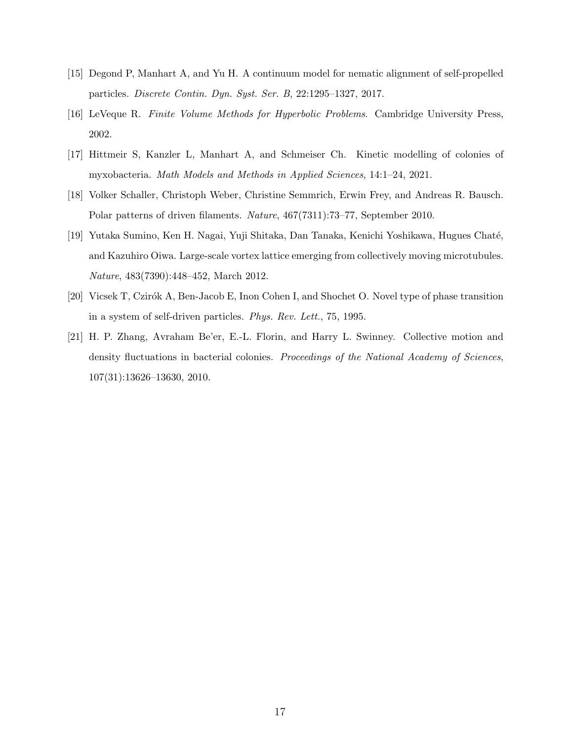[15] Degond P, Manhart A, and Yu H. A continuum model for nematic alignment of self-propelled particles. *Discrete Contin. Dyn. Syst. Ser. B*, 22:1295–1327, 2017.

[16] LeVeque R. *Finite Volume Methods for Hyperbolic Problems*. Cambridge University Press, 2002.

[17] Hittmeir S, Kanzler L, Manhart A, and Schmeiser Ch. Kinetic modelling of colonies of myxobacteria. *Math Models and Methods in Applied Sciences*, 14:1–24, 2021.

[18] Volker Schaller, Christoph Weber, Christine Semmrich, Erwin Frey, and Andreas R. Bausch. Polar patterns of driven filaments. *Nature*, 467(7311):73–77, September 2010.

[19] Yutaka Sumino, Ken H. Nagai, Yuji Shitaka, Dan Tanaka, Kenichi Yoshikawa, Hugues Chaté, and Kazuhiro Oiwa. Large-scale vortex lattice emerging from collectively moving microtubules. *Nature*, 483(7390):448–452, March 2012.

[20] Vicsek T, Czirók A, Ben-Jacob E, Inon Cohen I, and Shochet O. Novel type of phase transition in a system of self-driven particles. *Phys. Rev. Lett.*, 75, 1995.

[21] H. P. Zhang, Avraham Be'er, E.-L. Florin, and Harry L. Swinney. Collective motion and density fluctuations in bacterial colonies. *Proceedings of the National Academy of Sciences*, 107(31):13626–13630, 2010.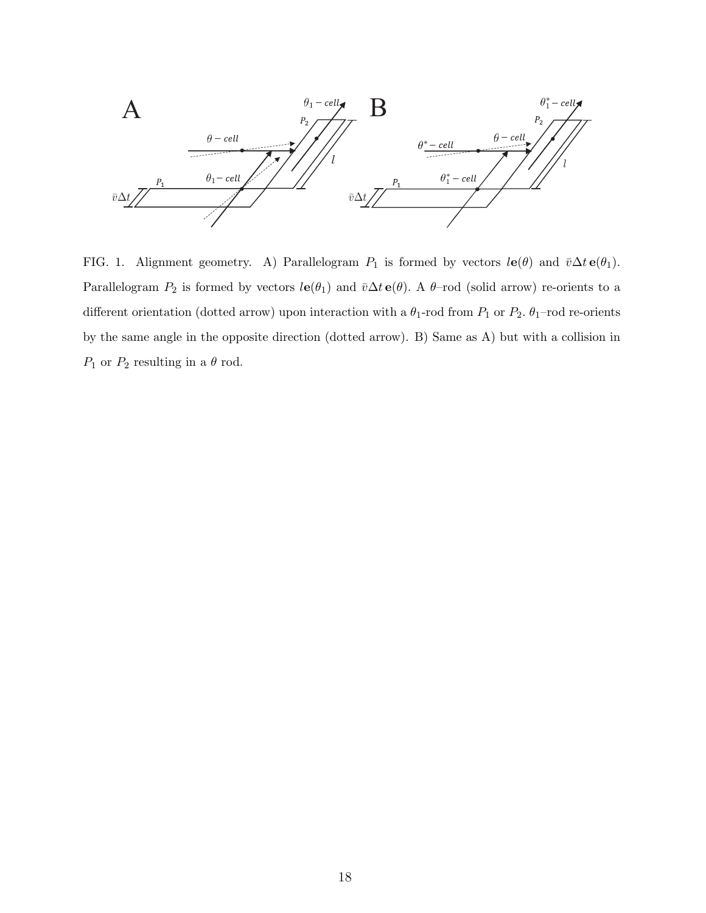FIG. 1. Alignment geometry. A) Parallelogram $P_1$ is formed by vectors $l\mathbf{e}(\theta)$ and $\bar{v}\Delta t\,\mathbf{e}(\theta_1)$. Parallelogram $P_2$ is formed by vectors $l\mathbf{e}(\theta_1)$ and $\bar{v}\Delta t\,\mathbf{e}(\theta)$. A $\theta$–rod (solid arrow) re-orients to a different orientation (dotted arrow) upon interaction with a $\theta_1$-rod from $P_1$ or $P_2$. $\theta_1$–rod re-orients by the same angle in the opposite direction (dotted arrow). B) Same as A) but with a collision in $P_1$ or $P_2$ resulting in a $\theta$ rod.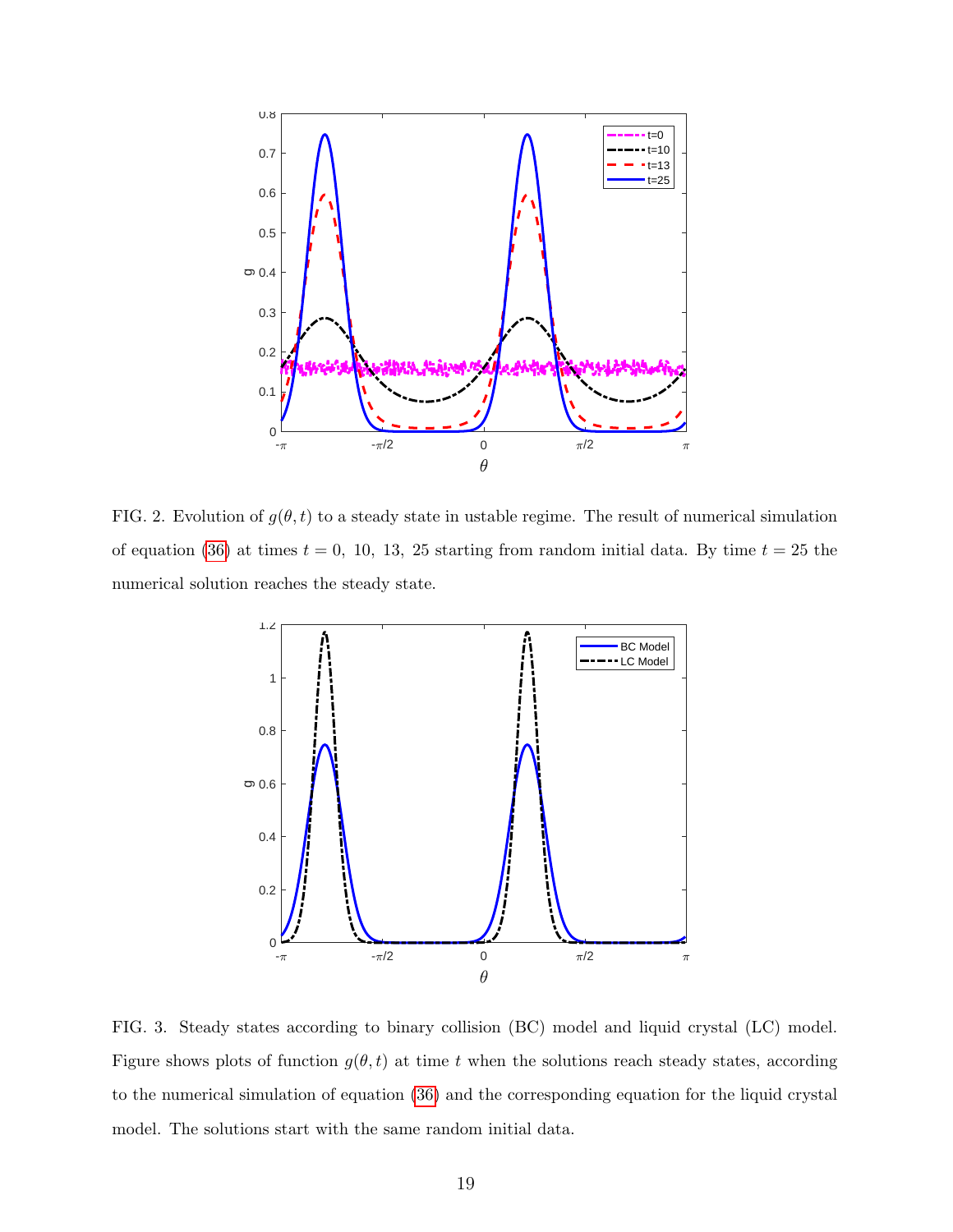FIG. 2. Evolution of $g(\theta, t)$ to a steady state in ustable regime. The result of numerical simulation of equation (36) at times $t = 0,\ 10,\ 13,\ 25$ starting from random initial data. By time $t = 25$ the numerical solution reaches the steady state.

FIG. 3. Steady states according to binary collision (BC) model and liquid crystal (LC) model. Figure shows plots of function $g(\theta, t)$ at time $t$ when the solutions reach steady states, according to the numerical simulation of equation (36) and the corresponding equation for the liquid crystal model. The solutions start with the same random initial data.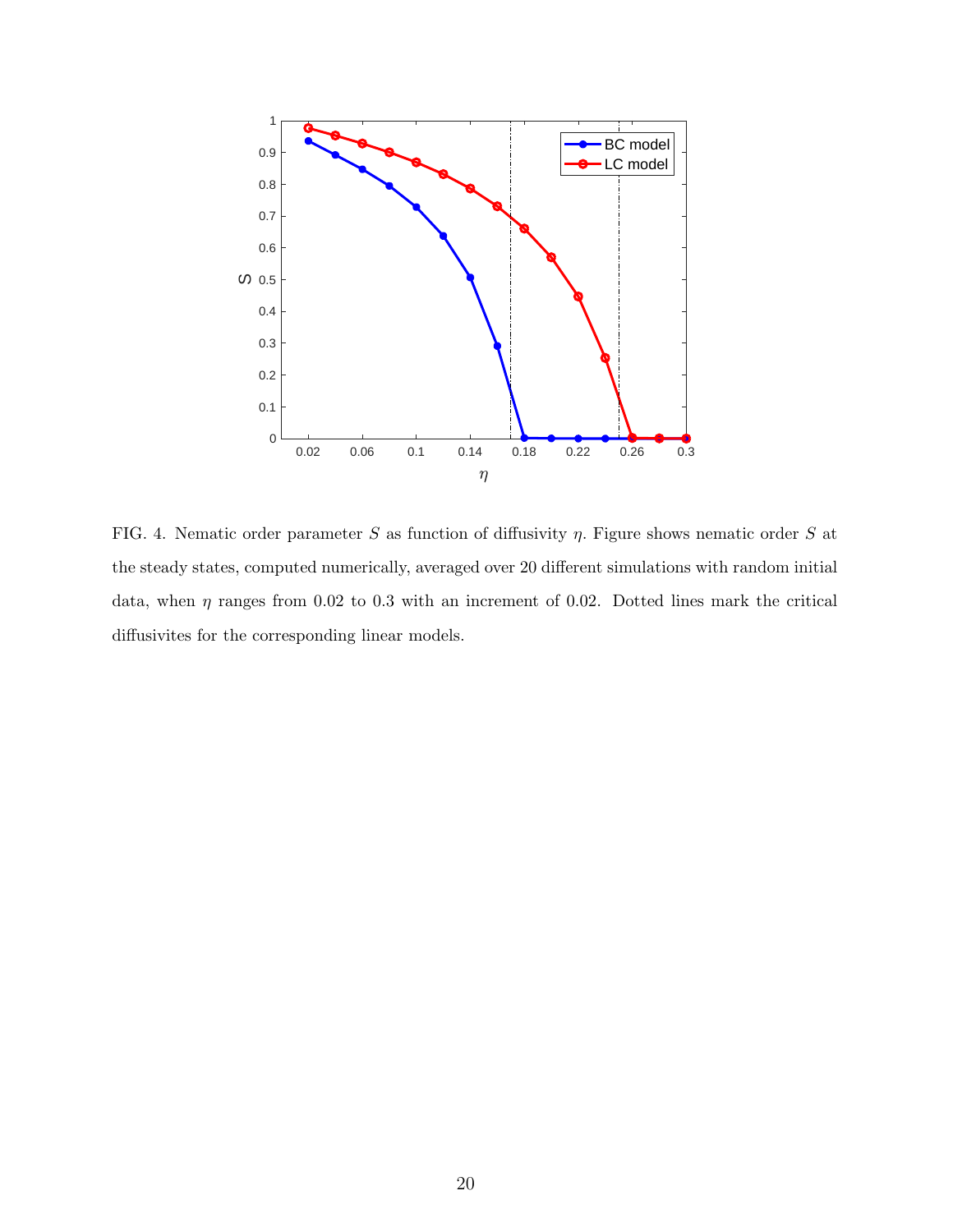FIG. 4. Nematic order parameter $S$ as function of diffusivity $\eta$. Figure shows nematic order $S$ at the steady states, computed numerically, averaged over 20 different simulations with random initial data, when $\eta$ ranges from 0.02 to 0.3 with an increment of 0.02. Dotted lines mark the critical diffusivites for the corresponding linear models.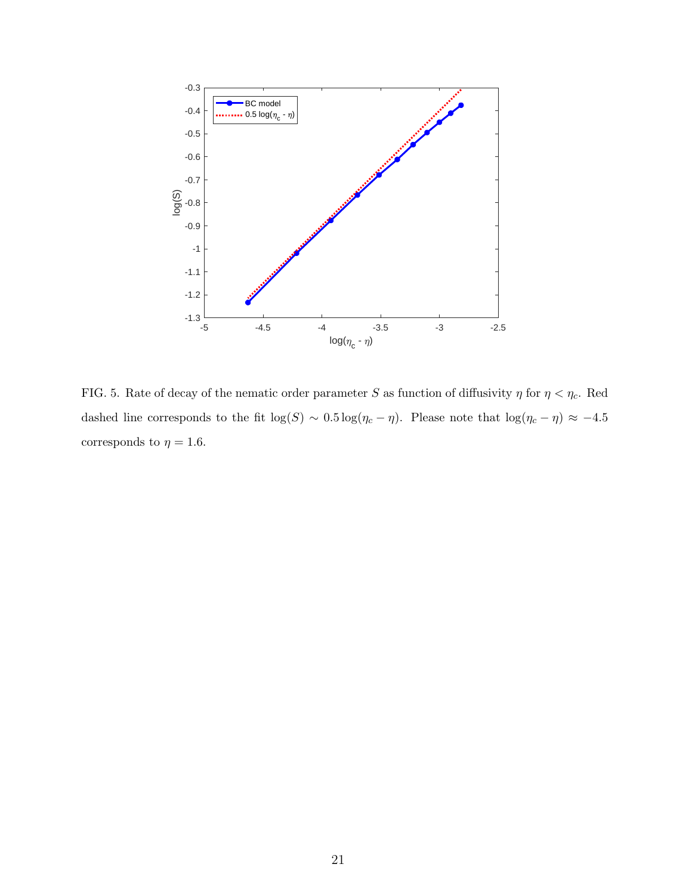BC model
0.5 log($\eta_c$ - $\eta$)

log(S)

-0.3
-0.4
-0.5
-0.6
-0.7
-0.8
-0.9
-1
-1.1
-1.2
-1.3

-5
-4.5
-4
-3.5
-3
-2.5

log($\eta_c$ - $\eta$)

FIG. 5. Rate of decay of the nematic order parameter $S$ as function of diffusivity $\eta$ for $\eta < \eta_c$. Red dashed line corresponds to the fit $\log(S) \sim 0.5 \log(\eta_c - \eta)$. Please note that $\log(\eta_c - \eta) \approx -4.5$ corresponds to $\eta = 1.6$.